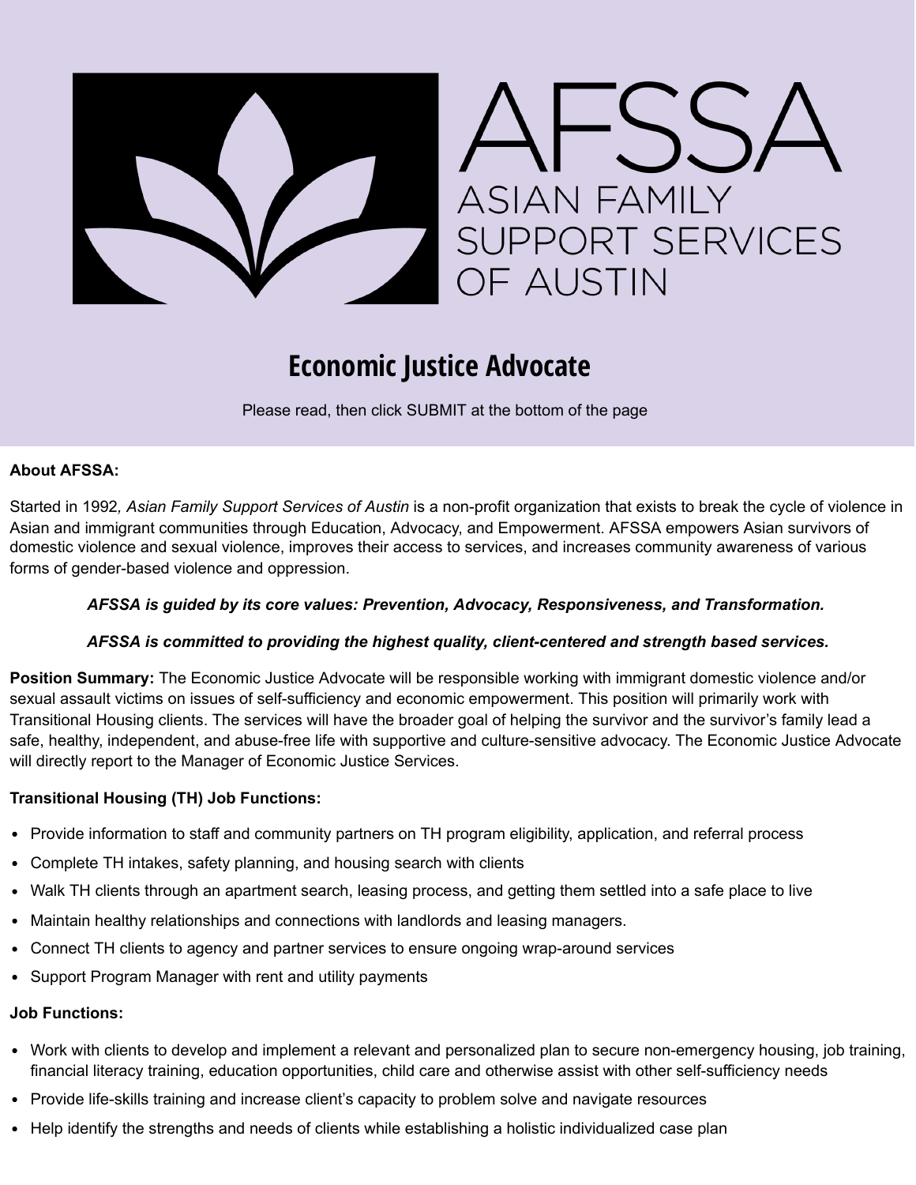# AFSSA

ASIAN FAMILY SUPPORT SERVICES OF AUSTIN

## Economic Justice Advocate

Please read, then click SUBMIT at the bottom of the page

**About AFSSA:**

Started in 1992*, Asian Family Support Services of Austin* is a non-profit organization that exists to break the cycle of violence in Asian and immigrant communities through Education, Advocacy, and Empowerment. AFSSA empowers Asian survivors of domestic violence and sexual violence, improves their access to services, and increases community awareness of various forms of gender-based violence and oppression.

***AFSSA is guided by its core values: Prevention, Advocacy, Responsiveness, and Transformation.***

***AFSSA is committed to providing the highest quality, client-centered and strength based services.***

**Position Summary:** The Economic Justice Advocate will be responsible working with immigrant domestic violence and/or sexual assault victims on issues of self-sufficiency and economic empowerment. This position will primarily work with Transitional Housing clients. The services will have the broader goal of helping the survivor and the survivor's family lead a safe, healthy, independent, and abuse-free life with supportive and culture-sensitive advocacy. The Economic Justice Advocate will directly report to the Manager of Economic Justice Services.

**Transitional Housing (TH) Job Functions:**

- Provide information to staff and community partners on TH program eligibility, application, and referral process
- Complete TH intakes, safety planning, and housing search with clients
- Walk TH clients through an apartment search, leasing process, and getting them settled into a safe place to live
- Maintain healthy relationships and connections with landlords and leasing managers.
- Connect TH clients to agency and partner services to ensure ongoing wrap-around services
- Support Program Manager with rent and utility payments

**Job Functions:**

- Work with clients to develop and implement a relevant and personalized plan to secure non-emergency housing, job training, financial literacy training, education opportunities, child care and otherwise assist with other self-sufficiency needs
- Provide life-skills training and increase client's capacity to problem solve and navigate resources
- Help identify the strengths and needs of clients while establishing a holistic individualized case plan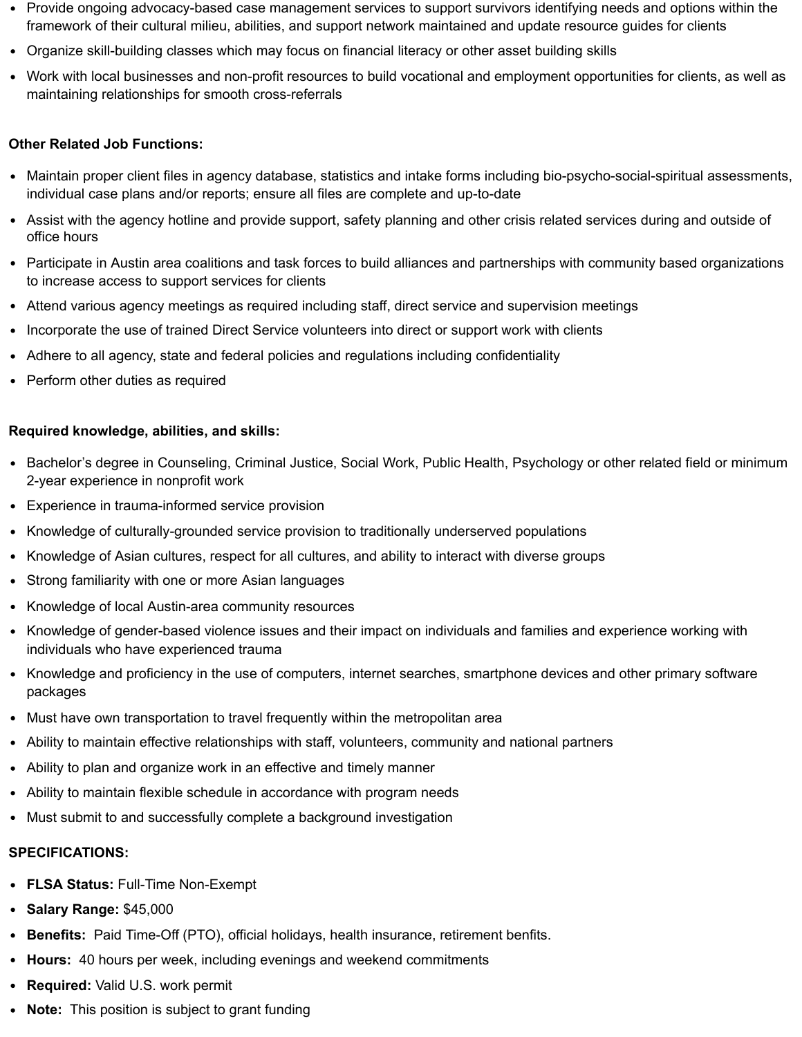- Provide ongoing advocacy-based case management services to support survivors identifying needs and options within the framework of their cultural milieu, abilities, and support network maintained and update resource guides for clients
- Organize skill-building classes which may focus on financial literacy or other asset building skills
- Work with local businesses and non-profit resources to build vocational and employment opportunities for clients, as well as maintaining relationships for smooth cross-referrals

**Other Related Job Functions:**

- Maintain proper client files in agency database, statistics and intake forms including bio-psycho-social-spiritual assessments, individual case plans and/or reports; ensure all files are complete and up-to-date
- Assist with the agency hotline and provide support, safety planning and other crisis related services during and outside of office hours
- Participate in Austin area coalitions and task forces to build alliances and partnerships with community based organizations to increase access to support services for clients
- Attend various agency meetings as required including staff, direct service and supervision meetings
- Incorporate the use of trained Direct Service volunteers into direct or support work with clients
- Adhere to all agency, state and federal policies and regulations including confidentiality
- Perform other duties as required

**Required knowledge, abilities, and skills:**

- Bachelor's degree in Counseling, Criminal Justice, Social Work, Public Health, Psychology or other related field or minimum 2-year experience in nonprofit work
- Experience in trauma-informed service provision
- Knowledge of culturally-grounded service provision to traditionally underserved populations
- Knowledge of Asian cultures, respect for all cultures, and ability to interact with diverse groups
- Strong familiarity with one or more Asian languages
- Knowledge of local Austin-area community resources
- Knowledge of gender-based violence issues and their impact on individuals and families and experience working with individuals who have experienced trauma
- Knowledge and proficiency in the use of computers, internet searches, smartphone devices and other primary software packages
- Must have own transportation to travel frequently within the metropolitan area
- Ability to maintain effective relationships with staff, volunteers, community and national partners
- Ability to plan and organize work in an effective and timely manner
- Ability to maintain flexible schedule in accordance with program needs
- Must submit to and successfully complete a background investigation

**SPECIFICATIONS:**

- **FLSA Status:** Full-Time Non-Exempt
- **Salary Range:** $45,000
- **Benefits:** Paid Time-Off (PTO), official holidays, health insurance, retirement benfits.
- **Hours:** 40 hours per week, including evenings and weekend commitments
- **Required:** Valid U.S. work permit
- **Note:** This position is subject to grant funding